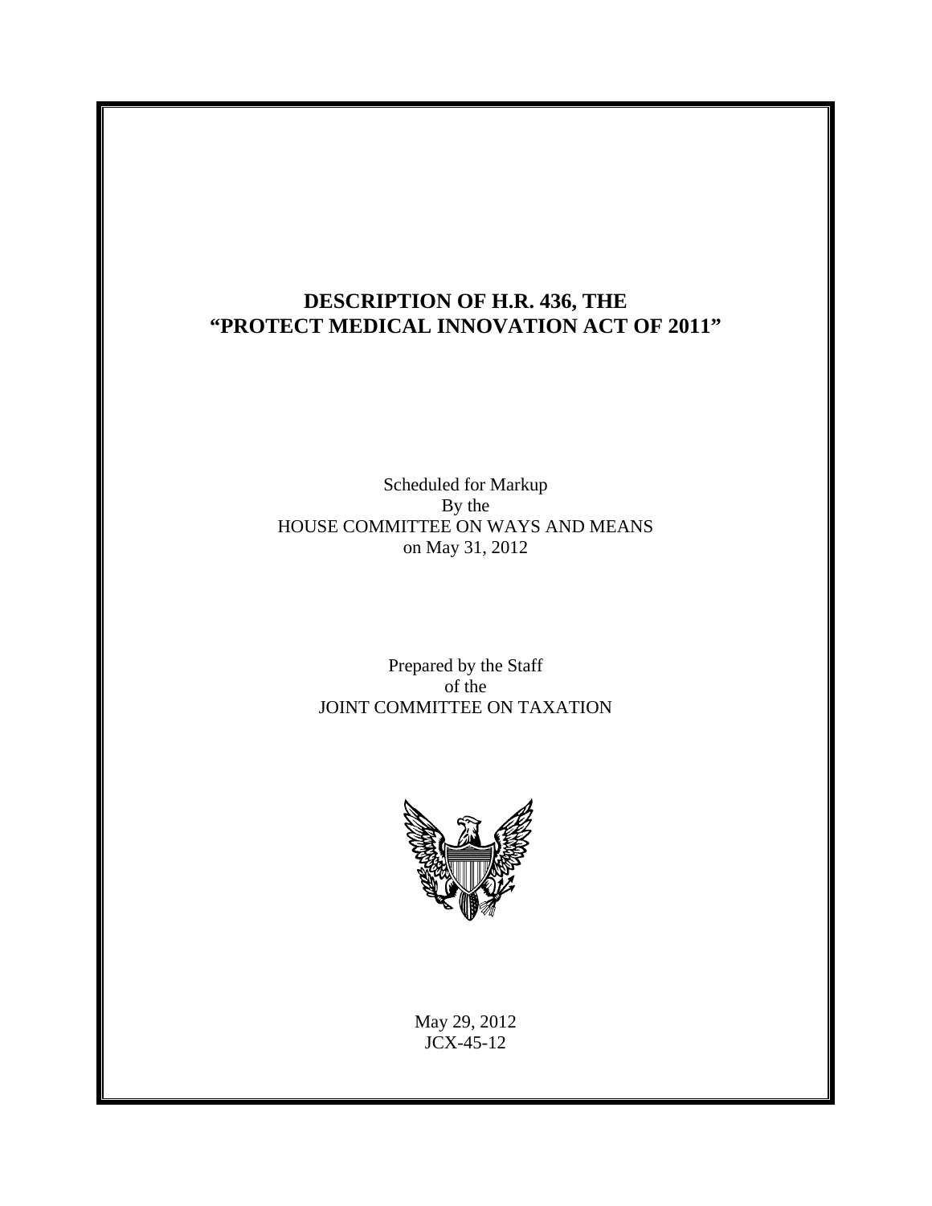# DESCRIPTION OF H.R. 436, THE "PROTECT MEDICAL INNOVATION ACT OF 2011"

Scheduled for Markup
By the
HOUSE COMMITTEE ON WAYS AND MEANS
on May 31, 2012

Prepared by the Staff
of the
JOINT COMMITTEE ON TAXATION

May 29, 2012
JCX-45-12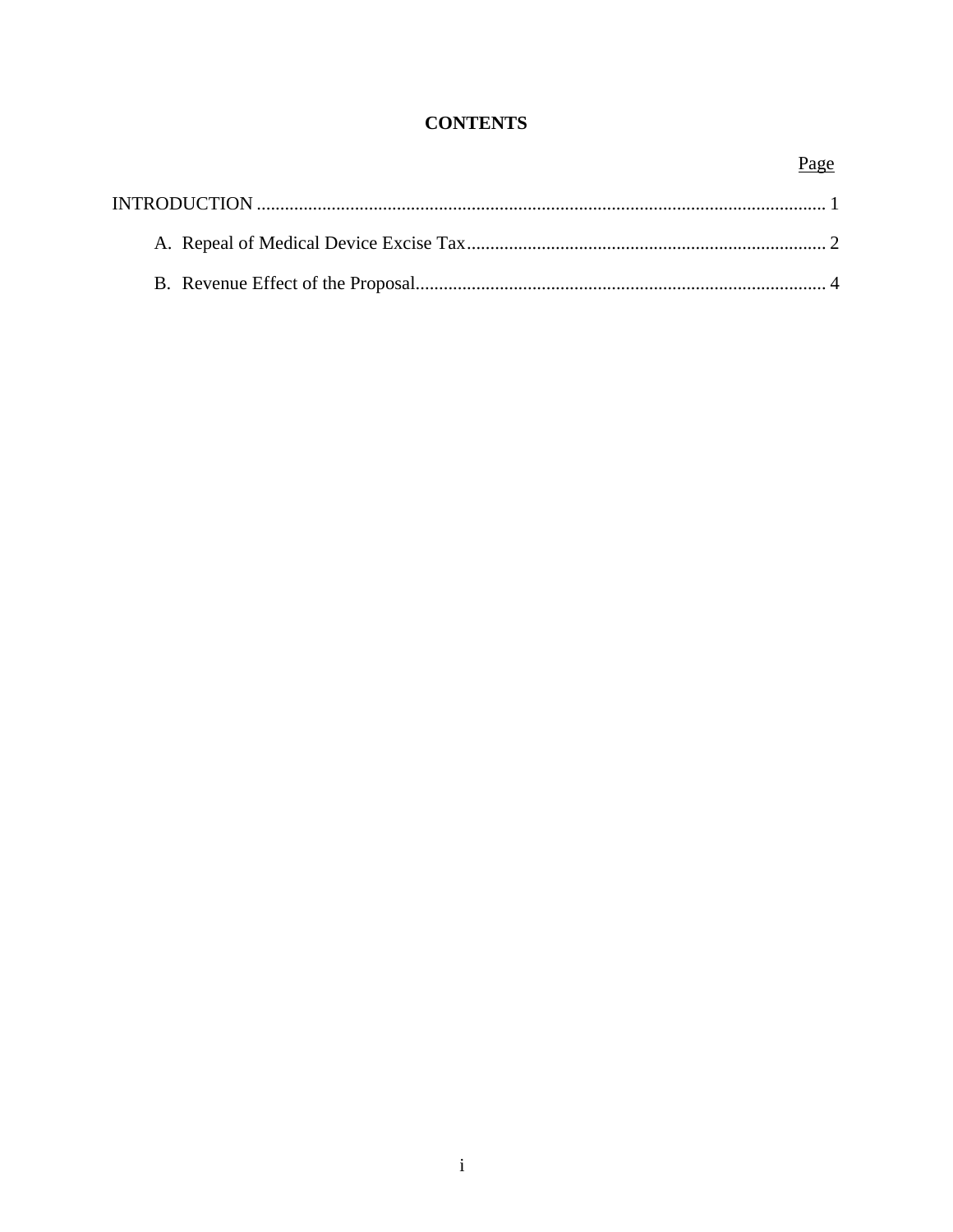# CONTENTS

| | Page |
|---|---|
| INTRODUCTION | 1 |
| A. Repeal of Medical Device Excise Tax | 2 |
| B. Revenue Effect of the Proposal | 4 |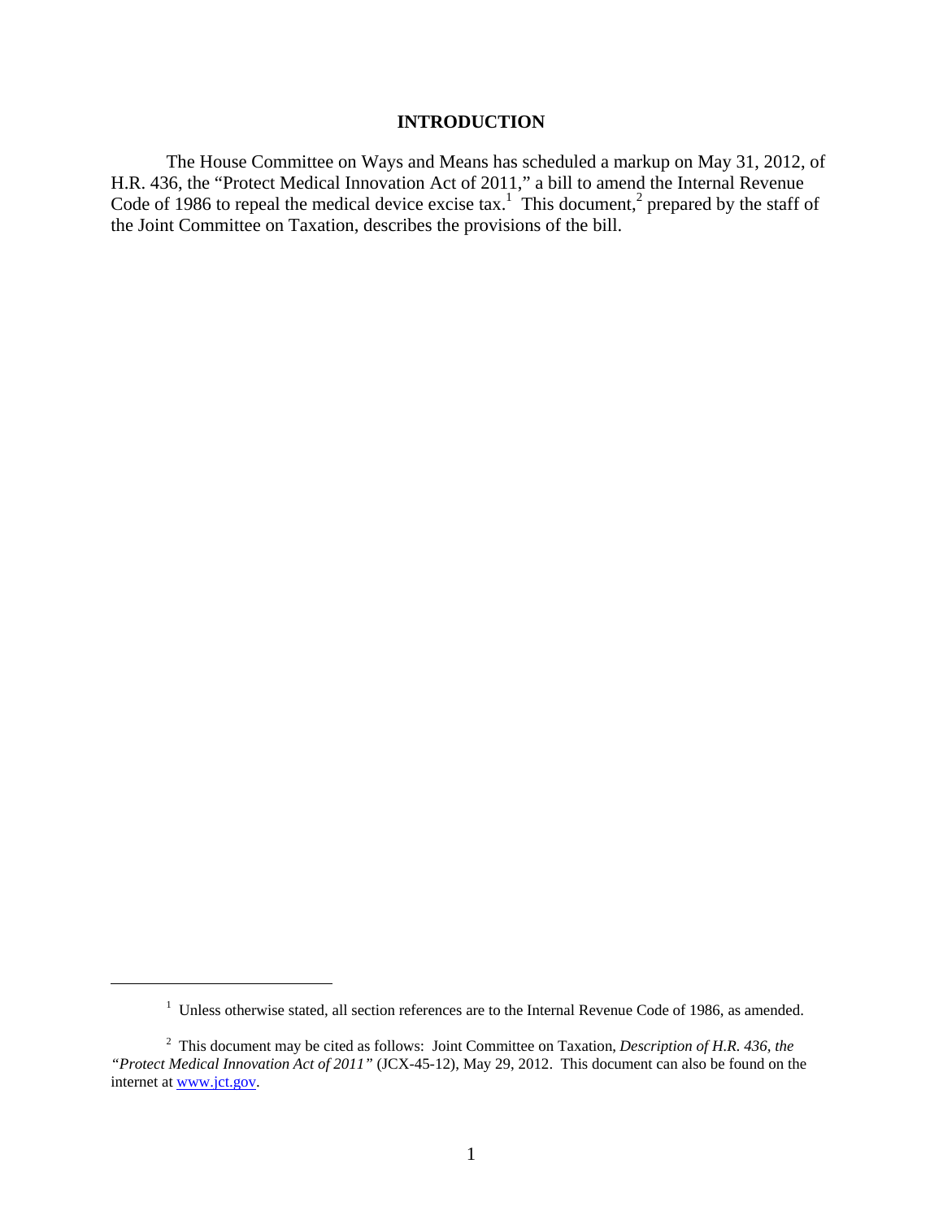# INTRODUCTION

The House Committee on Ways and Means has scheduled a markup on May 31, 2012, of H.R. 436, the "Protect Medical Innovation Act of 2011," a bill to amend the Internal Revenue Code of 1986 to repeal the medical device excise tax.[1] This document,[2] prepared by the staff of the Joint Committee on Taxation, describes the provisions of the bill.

---

[1] Unless otherwise stated, all section references are to the Internal Revenue Code of 1986, as amended.

[2] This document may be cited as follows: Joint Committee on Taxation, *Description of H.R. 436, the "Protect Medical Innovation Act of 2011"* (JCX-45-12), May 29, 2012. This document can also be found on the internet at www.jct.gov.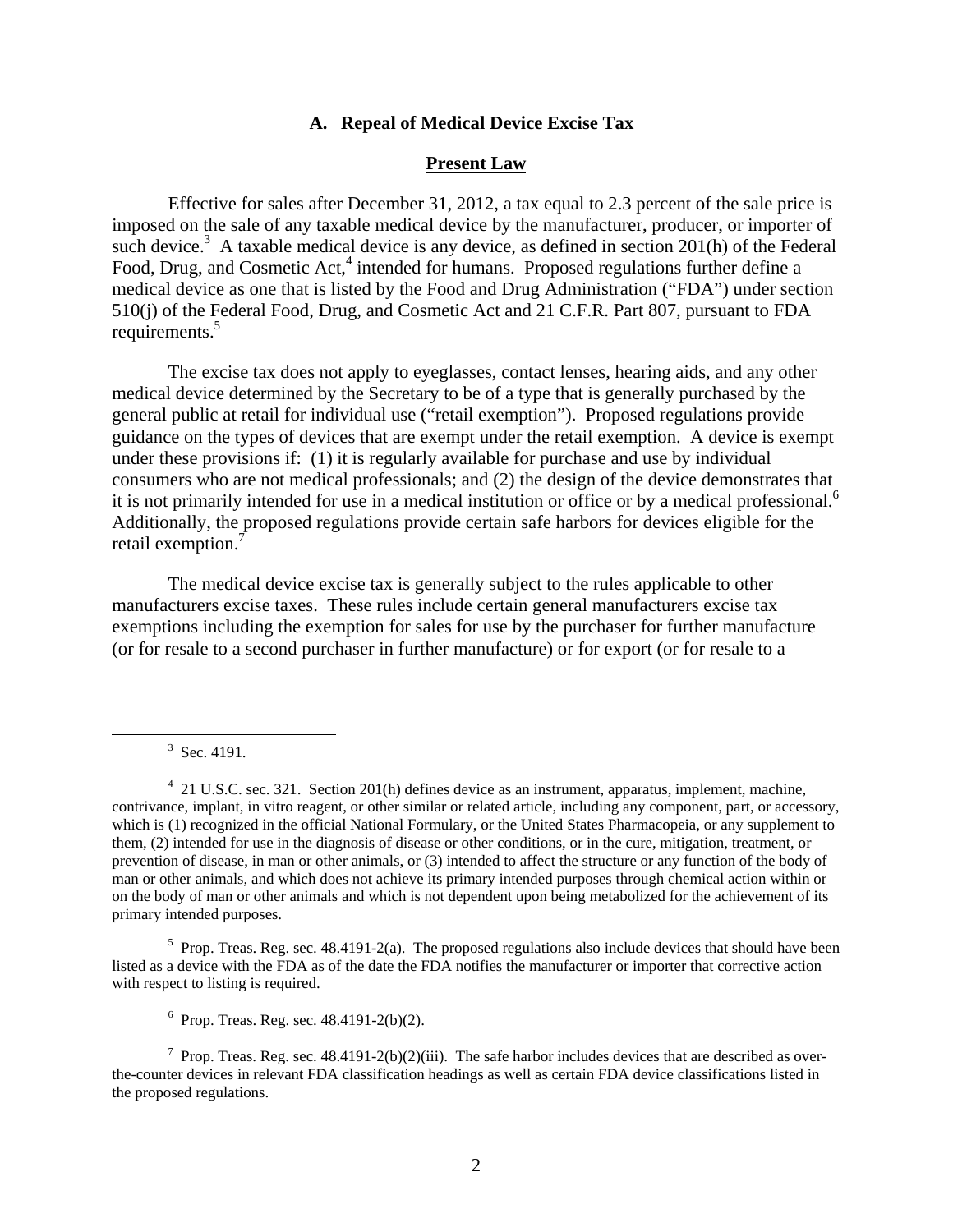### A. Repeal of Medical Device Excise Tax

**Present Law**

Effective for sales after December 31, 2012, a tax equal to 2.3 percent of the sale price is imposed on the sale of any taxable medical device by the manufacturer, producer, or importer of such device.[3] A taxable medical device is any device, as defined in section 201(h) of the Federal Food, Drug, and Cosmetic Act,[4] intended for humans. Proposed regulations further define a medical device as one that is listed by the Food and Drug Administration ("FDA") under section 510(j) of the Federal Food, Drug, and Cosmetic Act and 21 C.F.R. Part 807, pursuant to FDA requirements.[5]

The excise tax does not apply to eyeglasses, contact lenses, hearing aids, and any other medical device determined by the Secretary to be of a type that is generally purchased by the general public at retail for individual use ("retail exemption"). Proposed regulations provide guidance on the types of devices that are exempt under the retail exemption. A device is exempt under these provisions if: (1) it is regularly available for purchase and use by individual consumers who are not medical professionals; and (2) the design of the device demonstrates that it is not primarily intended for use in a medical institution or office or by a medical professional.[6] Additionally, the proposed regulations provide certain safe harbors for devices eligible for the retail exemption.[7]

The medical device excise tax is generally subject to the rules applicable to other manufacturers excise taxes. These rules include certain general manufacturers excise tax exemptions including the exemption for sales for use by the purchaser for further manufacture (or for resale to a second purchaser in further manufacture) or for export (or for resale to a

---

[3] Sec. 4191.

[4] 21 U.S.C. sec. 321. Section 201(h) defines device as an instrument, apparatus, implement, machine, contrivance, implant, in vitro reagent, or other similar or related article, including any component, part, or accessory, which is (1) recognized in the official National Formulary, or the United States Pharmacopeia, or any supplement to them, (2) intended for use in the diagnosis of disease or other conditions, or in the cure, mitigation, treatment, or prevention of disease, in man or other animals, or (3) intended to affect the structure or any function of the body of man or other animals, and which does not achieve its primary intended purposes through chemical action within or on the body of man or other animals and which is not dependent upon being metabolized for the achievement of its primary intended purposes.

[5] Prop. Treas. Reg. sec. 48.4191-2(a). The proposed regulations also include devices that should have been listed as a device with the FDA as of the date the FDA notifies the manufacturer or importer that corrective action with respect to listing is required.

[6] Prop. Treas. Reg. sec. 48.4191-2(b)(2).

[7] Prop. Treas. Reg. sec. 48.4191-2(b)(2)(iii). The safe harbor includes devices that are described as over-the-counter devices in relevant FDA classification headings as well as certain FDA device classifications listed in the proposed regulations.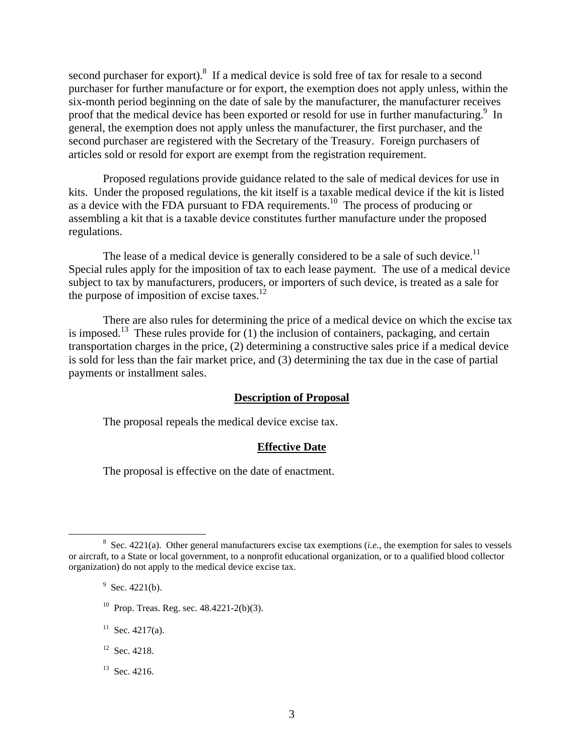second purchaser for export).[8] If a medical device is sold free of tax for resale to a second purchaser for further manufacture or for export, the exemption does not apply unless, within the six-month period beginning on the date of sale by the manufacturer, the manufacturer receives proof that the medical device has been exported or resold for use in further manufacturing.[9] In general, the exemption does not apply unless the manufacturer, the first purchaser, and the second purchaser are registered with the Secretary of the Treasury. Foreign purchasers of articles sold or resold for export are exempt from the registration requirement.

Proposed regulations provide guidance related to the sale of medical devices for use in kits. Under the proposed regulations, the kit itself is a taxable medical device if the kit is listed as a device with the FDA pursuant to FDA requirements.[10] The process of producing or assembling a kit that is a taxable device constitutes further manufacture under the proposed regulations.

The lease of a medical device is generally considered to be a sale of such device.[11] Special rules apply for the imposition of tax to each lease payment. The use of a medical device subject to tax by manufacturers, producers, or importers of such device, is treated as a sale for the purpose of imposition of excise taxes.[12]

There are also rules for determining the price of a medical device on which the excise tax is imposed.[13] These rules provide for (1) the inclusion of containers, packaging, and certain transportation charges in the price, (2) determining a constructive sales price if a medical device is sold for less than the fair market price, and (3) determining the tax due in the case of partial payments or installment sales.

## Description of Proposal

The proposal repeals the medical device excise tax.

## Effective Date

The proposal is effective on the date of enactment.

---

[8] Sec. 4221(a). Other general manufacturers excise tax exemptions (*i.e.*, the exemption for sales to vessels or aircraft, to a State or local government, to a nonprofit educational organization, or to a qualified blood collector organization) do not apply to the medical device excise tax.

[9] Sec. 4221(b).

[10] Prop. Treas. Reg. sec. 48.4221-2(b)(3).

[11] Sec. 4217(a).

[12] Sec. 4218.

[13] Sec. 4216.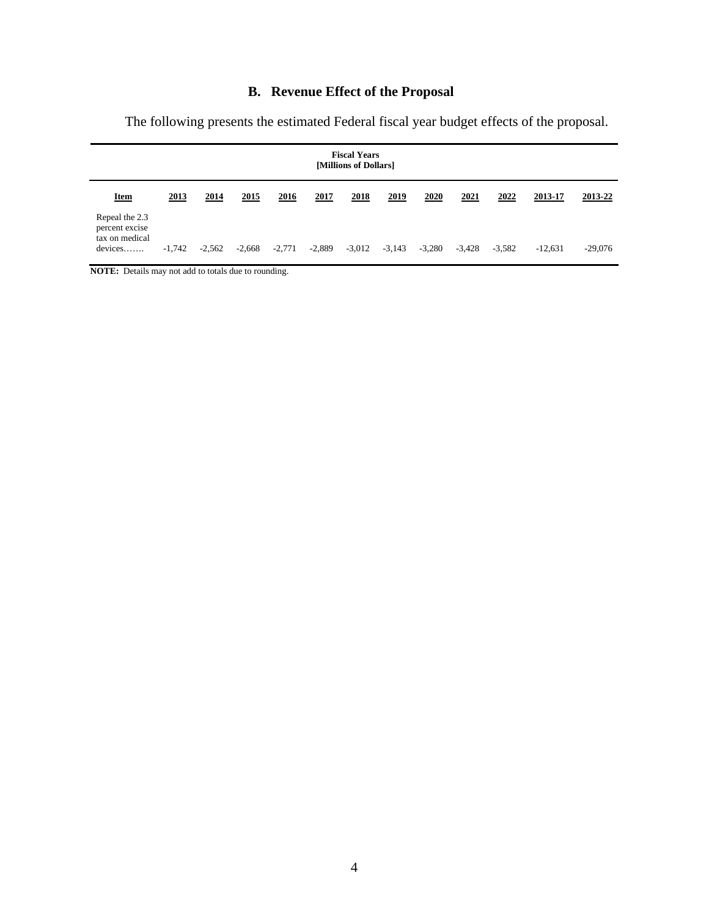## B. Revenue Effect of the Proposal

The following presents the estimated Federal fiscal year budget effects of the proposal.

| | Fiscal Years [Millions of Dollars] | | | | | | | | | | | |
|---|---|---|---|---|---|---|---|---|---|---|---|---|
| **Item** | **2013** | **2014** | **2015** | **2016** | **2017** | **2018** | **2019** | **2020** | **2021** | **2022** | **2013-17** | **2013-22** |
| Repeal the 2.3 percent excise tax on medical devices……. | -1,742 | -2,562 | -2,668 | -2,771 | -2,889 | -3,012 | -3,143 | -3,280 | -3,428 | -3,582 | -12,631 | -29,076 |

**NOTE:** Details may not add to totals due to rounding.